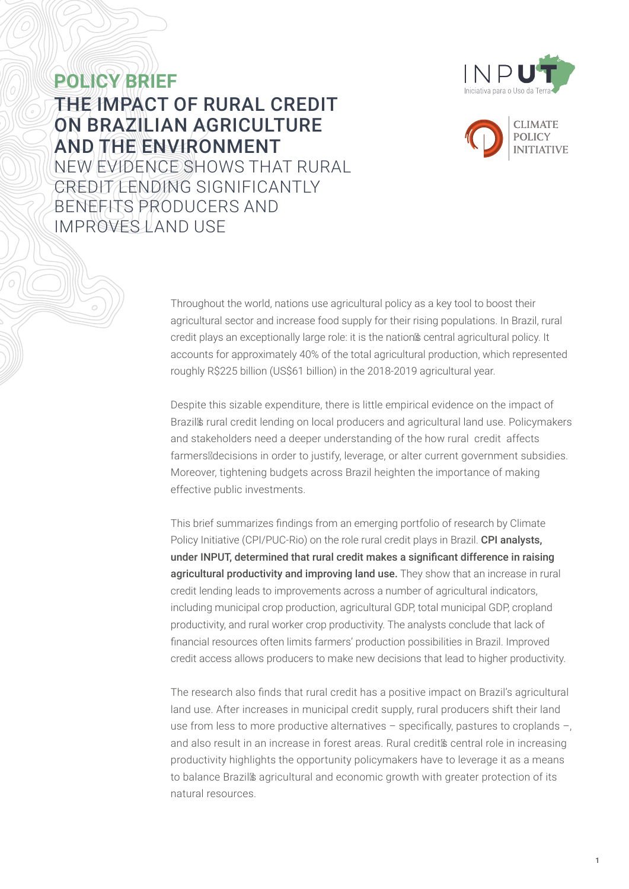**POLICY BRIEF**

# THE IMPACT OF RURAL CREDIT ON BRAZILIAN AGRICULTURE AND THE ENVIRONMENT

## NEW EVIDENCE SHOWS THAT RURAL CREDIT LENDING SIGNIFICANTLY BENEFITS PRODUCERS AND IMPROVES LAND USE

Throughout the world, nations use agricultural policy as a key tool to boost their agricultural sector and increase food supply for their rising populations. In Brazil, rural credit plays an exceptionally large role: it is the nation's central agricultural policy. It accounts for approximately 40% of the total agricultural production, which represented roughly R$225 billion (US$61 billion) in the 2018-2019 agricultural year.

Despite this sizable expenditure, there is little empirical evidence on the impact of Brazil's rural credit lending on local producers and agricultural land use. Policymakers and stakeholders need a deeper understanding of the how rural credit affects farmers' decisions in order to justify, leverage, or alter current government subsidies. Moreover, tightening budgets across Brazil heighten the importance of making effective public investments.

This brief summarizes findings from an emerging portfolio of research by Climate Policy Initiative (CPI/PUC-Rio) on the role rural credit plays in Brazil. **CPI analysts, under INPUT, determined that rural credit makes a significant difference in raising agricultural productivity and improving land use.** They show that an increase in rural credit lending leads to improvements across a number of agricultural indicators, including municipal crop production, agricultural GDP, total municipal GDP, cropland productivity, and rural worker crop productivity. The analysts conclude that lack of financial resources often limits farmers' production possibilities in Brazil. Improved credit access allows producers to make new decisions that lead to higher productivity.

The research also finds that rural credit has a positive impact on Brazil's agricultural land use. After increases in municipal credit supply, rural producers shift their land use from less to more productive alternatives – specifically, pastures to croplands –, and also result in an increase in forest areas. Rural credit's central role in increasing productivity highlights the opportunity policymakers have to leverage it as a means to balance Brazil's agricultural and economic growth with greater protection of its natural resources.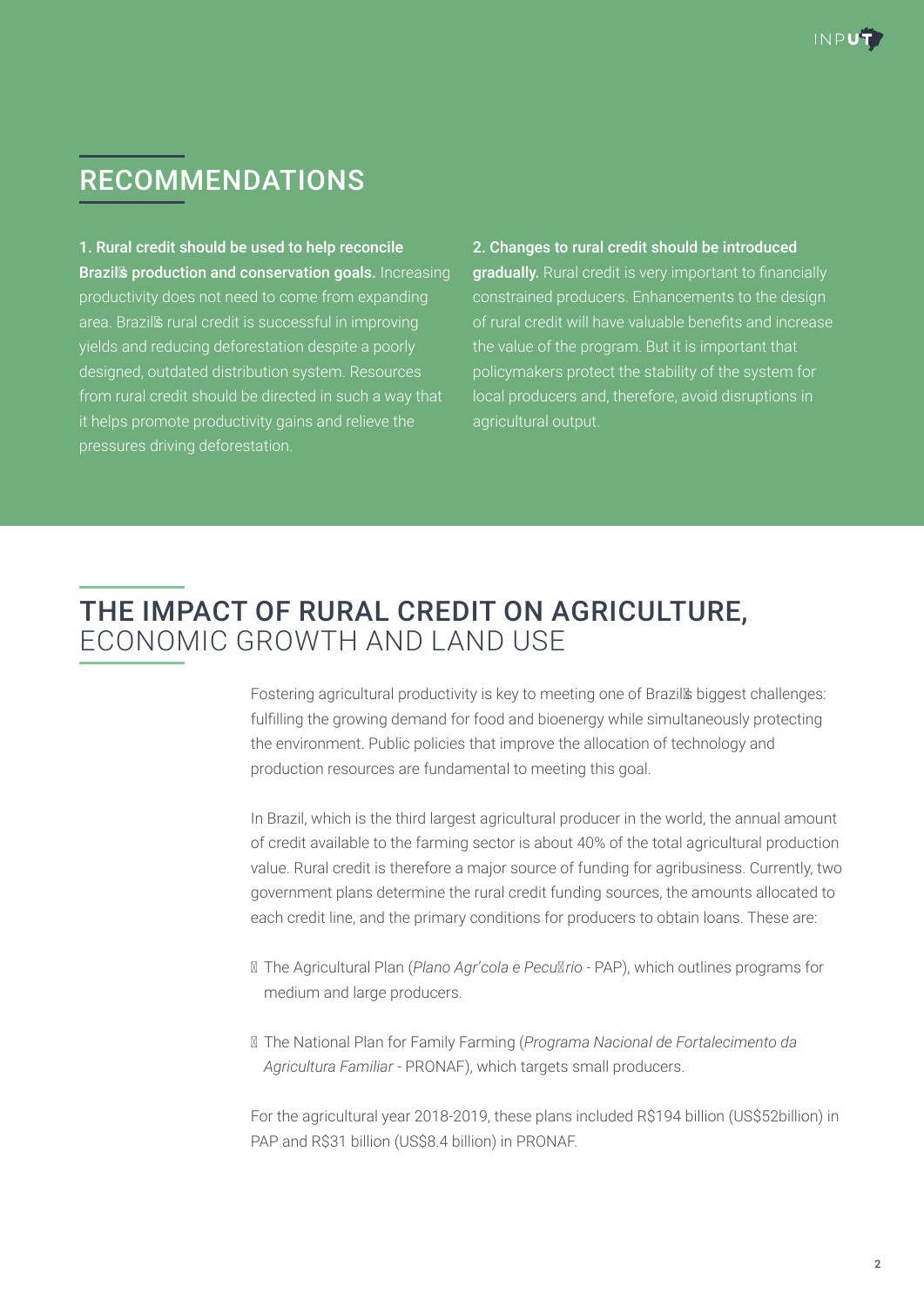## RECOMMENDATIONS

**1. Rural credit should be used to help reconcile Brazil's production and conservation goals.** Increasing productivity does not need to come from expanding area. Brazil's rural credit is successful in improving yields and reducing deforestation despite a poorly designed, outdated distribution system. Resources from rural credit should be directed in such a way that it helps promote productivity gains and relieve the pressures driving deforestation.

**2. Changes to rural credit should be introduced gradually.** Rural credit is very important to financially constrained producers. Enhancements to the design of rural credit will have valuable benefits and increase the value of the program. But it is important that policymakers protect the stability of the system for local producers and, therefore, avoid disruptions in agricultural output.

## THE IMPACT OF RURAL CREDIT ON AGRICULTURE, ECONOMIC GROWTH AND LAND USE

Fostering agricultural productivity is key to meeting one of Brazil's biggest challenges: fulfilling the growing demand for food and bioenergy while simultaneously protecting the environment. Public policies that improve the allocation of technology and production resources are fundamental to meeting this goal.

In Brazil, which is the third largest agricultural producer in the world, the annual amount of credit available to the farming sector is about 40% of the total agricultural production value. Rural credit is therefore a major source of funding for agribusiness. Currently, two government plans determine the rural credit funding sources, the amounts allocated to each credit line, and the primary conditions for producers to obtain loans. These are:

- The Agricultural Plan (*Plano Agrícola e Pecuário* - PAP), which outlines programs for medium and large producers.
- The National Plan for Family Farming (*Programa Nacional de Fortalecimento da Agricultura Familiar* - PRONAF), which targets small producers.

For the agricultural year 2018-2019, these plans included R$194 billion (US$52billion) in PAP and R$31 billion (US$8.4 billion) in PRONAF.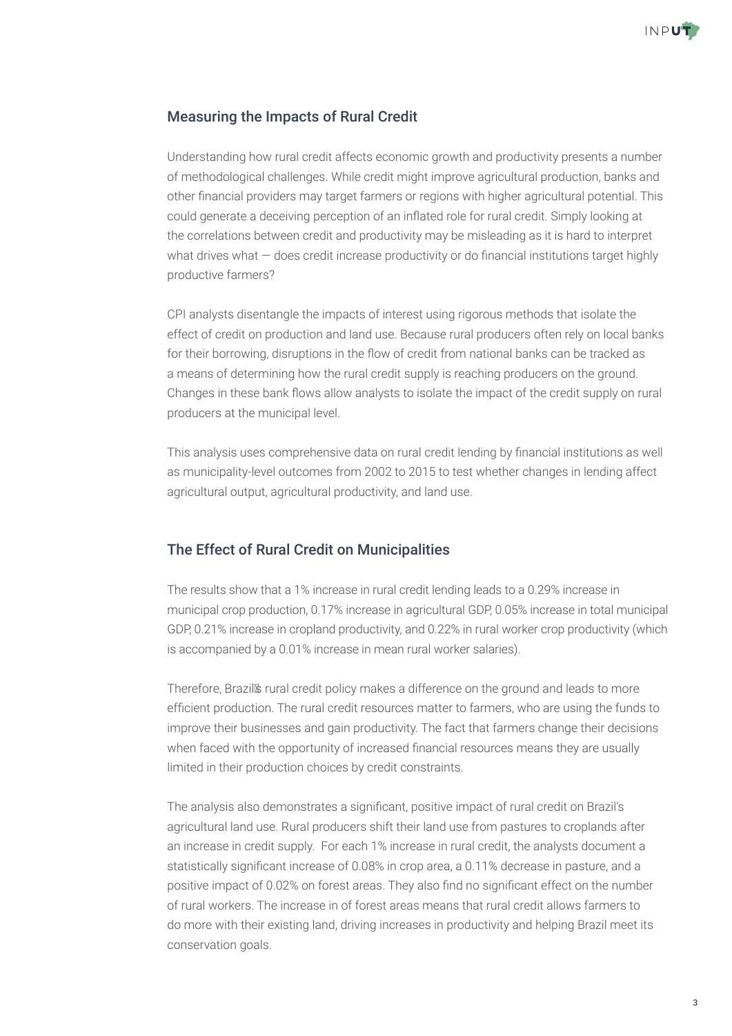## Measuring the Impacts of Rural Credit

Understanding how rural credit affects economic growth and productivity presents a number of methodological challenges. While credit might improve agricultural production, banks and other financial providers may target farmers or regions with higher agricultural potential. This could generate a deceiving perception of an inflated role for rural credit. Simply looking at the correlations between credit and productivity may be misleading as it is hard to interpret what drives what — does credit increase productivity or do financial institutions target highly productive farmers?

CPI analysts disentangle the impacts of interest using rigorous methods that isolate the effect of credit on production and land use. Because rural producers often rely on local banks for their borrowing, disruptions in the flow of credit from national banks can be tracked as a means of determining how the rural credit supply is reaching producers on the ground. Changes in these bank flows allow analysts to isolate the impact of the credit supply on rural producers at the municipal level.

This analysis uses comprehensive data on rural credit lending by financial institutions as well as municipality-level outcomes from 2002 to 2015 to test whether changes in lending affect agricultural output, agricultural productivity, and land use.

## The Effect of Rural Credit on Municipalities

The results show that a 1% increase in rural credit lending leads to a 0.29% increase in municipal crop production, 0.17% increase in agricultural GDP, 0.05% increase in total municipal GDP, 0.21% increase in cropland productivity, and 0.22% in rural worker crop productivity (which is accompanied by a 0.01% increase in mean rural worker salaries).

Therefore, Brazil's rural credit policy makes a difference on the ground and leads to more efficient production. The rural credit resources matter to farmers, who are using the funds to improve their businesses and gain productivity. The fact that farmers change their decisions when faced with the opportunity of increased financial resources means they are usually limited in their production choices by credit constraints.

The analysis also demonstrates a significant, positive impact of rural credit on Brazil's agricultural land use. Rural producers shift their land use from pastures to croplands after an increase in credit supply. For each 1% increase in rural credit, the analysts document a statistically significant increase of 0.08% in crop area, a 0.11% decrease in pasture, and a positive impact of 0.02% on forest areas. They also find no significant effect on the number of rural workers. The increase in of forest areas means that rural credit allows farmers to do more with their existing land, driving increases in productivity and helping Brazil meet its conservation goals.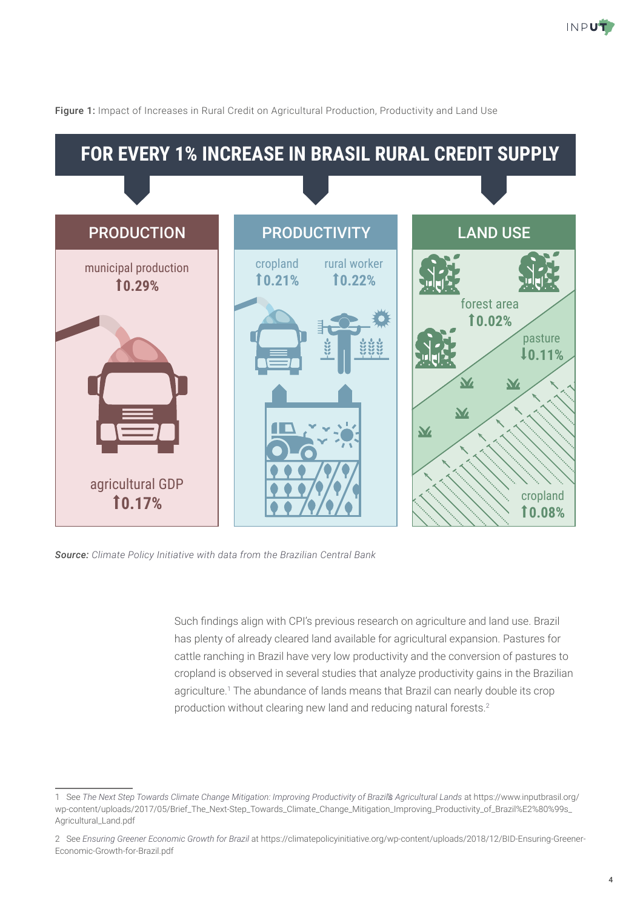**Figure 1:** Impact of Increases in Rural Credit on Agricultural Production, Productivity and Land Use

## FOR EVERY 1% INCREASE IN BRASIL RURAL CREDIT SUPPLY

| PRODUCTION | PRODUCTIVITY | LAND USE |
|---|---|---|
| municipal production ↑0.29% | cropland ↑0.21% | forest area ↑0.02% |
| agricultural GDP ↑0.17% | rural worker ↑0.22% | pasture ↓0.11% |
| | | cropland ↑0.08% |

***Source:*** *Climate Policy Initiative with data from the Brazilian Central Bank*

Such findings align with CPI's previous research on agriculture and land use. Brazil has plenty of already cleared land available for agricultural expansion. Pastures for cattle ranching in Brazil have very low productivity and the conversion of pastures to cropland is observed in several studies that analyze productivity gains in the Brazilian agriculture.[1] The abundance of lands means that Brazil can nearly double its crop production without clearing new land and reducing natural forests.[2]

---

1 See *The Next Step Towards Climate Change Mitigation: Improving Productivity of Brazil's Agricultural Lands* at https://www.inputbrasil.org/wp-content/uploads/2017/05/Brief_The_Next-Step_Towards_Climate_Change_Mitigation_Improving_Productivity_of_Brazil%E2%80%99s_Agricultural_Land.pdf

2 See *Ensuring Greener Economic Growth for Brazil* at https://climatepolicyinitiative.org/wp-content/uploads/2018/12/BID-Ensuring-Greener-Economic-Growth-for-Brazil.pdf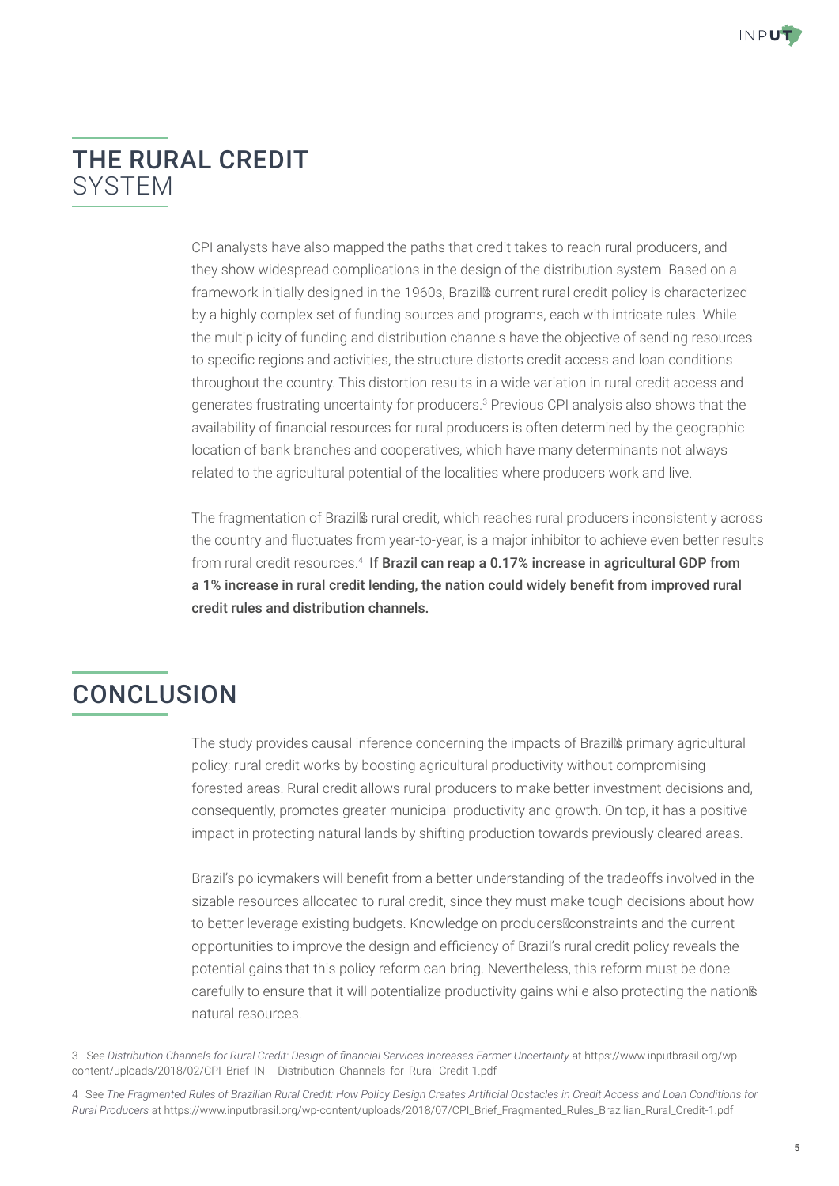## THE RURAL CREDIT SYSTEM

CPI analysts have also mapped the paths that credit takes to reach rural producers, and they show widespread complications in the design of the distribution system. Based on a framework initially designed in the 1960s, Brazil's current rural credit policy is characterized by a highly complex set of funding sources and programs, each with intricate rules. While the multiplicity of funding and distribution channels have the objective of sending resources to specific regions and activities, the structure distorts credit access and loan conditions throughout the country. This distortion results in a wide variation in rural credit access and generates frustrating uncertainty for producers.[3] Previous CPI analysis also shows that the availability of financial resources for rural producers is often determined by the geographic location of bank branches and cooperatives, which have many determinants not always related to the agricultural potential of the localities where producers work and live.

The fragmentation of Brazil's rural credit, which reaches rural producers inconsistently across the country and fluctuates from year-to-year, is a major inhibitor to achieve even better results from rural credit resources.[4] **If Brazil can reap a 0.17% increase in agricultural GDP from a 1% increase in rural credit lending, the nation could widely benefit from improved rural credit rules and distribution channels.**

## CONCLUSION

The study provides causal inference concerning the impacts of Brazil's primary agricultural policy: rural credit works by boosting agricultural productivity without compromising forested areas. Rural credit allows rural producers to make better investment decisions and, consequently, promotes greater municipal productivity and growth. On top, it has a positive impact in protecting natural lands by shifting production towards previously cleared areas.

Brazil's policymakers will benefit from a better understanding of the tradeoffs involved in the sizable resources allocated to rural credit, since they must make tough decisions about how to better leverage existing budgets. Knowledge on producers' constraints and the current opportunities to improve the design and efficiency of Brazil's rural credit policy reveals the potential gains that this policy reform can bring. Nevertheless, this reform must be done carefully to ensure that it will potentialize productivity gains while also protecting the nation's natural resources.

---

3 See *Distribution Channels for Rural Credit: Design of financial Services Increases Farmer Uncertainty* at https://www.inputbrasil.org/wp-content/uploads/2018/02/CPI_Brief_IN_-_Distribution_Channels_for_Rural_Credit-1.pdf

4 See *The Fragmented Rules of Brazilian Rural Credit: How Policy Design Creates Artificial Obstacles in Credit Access and Loan Conditions for Rural Producers* at https://www.inputbrasil.org/wp-content/uploads/2018/07/CPI_Brief_Fragmented_Rules_Brazilian_Rural_Credit-1.pdf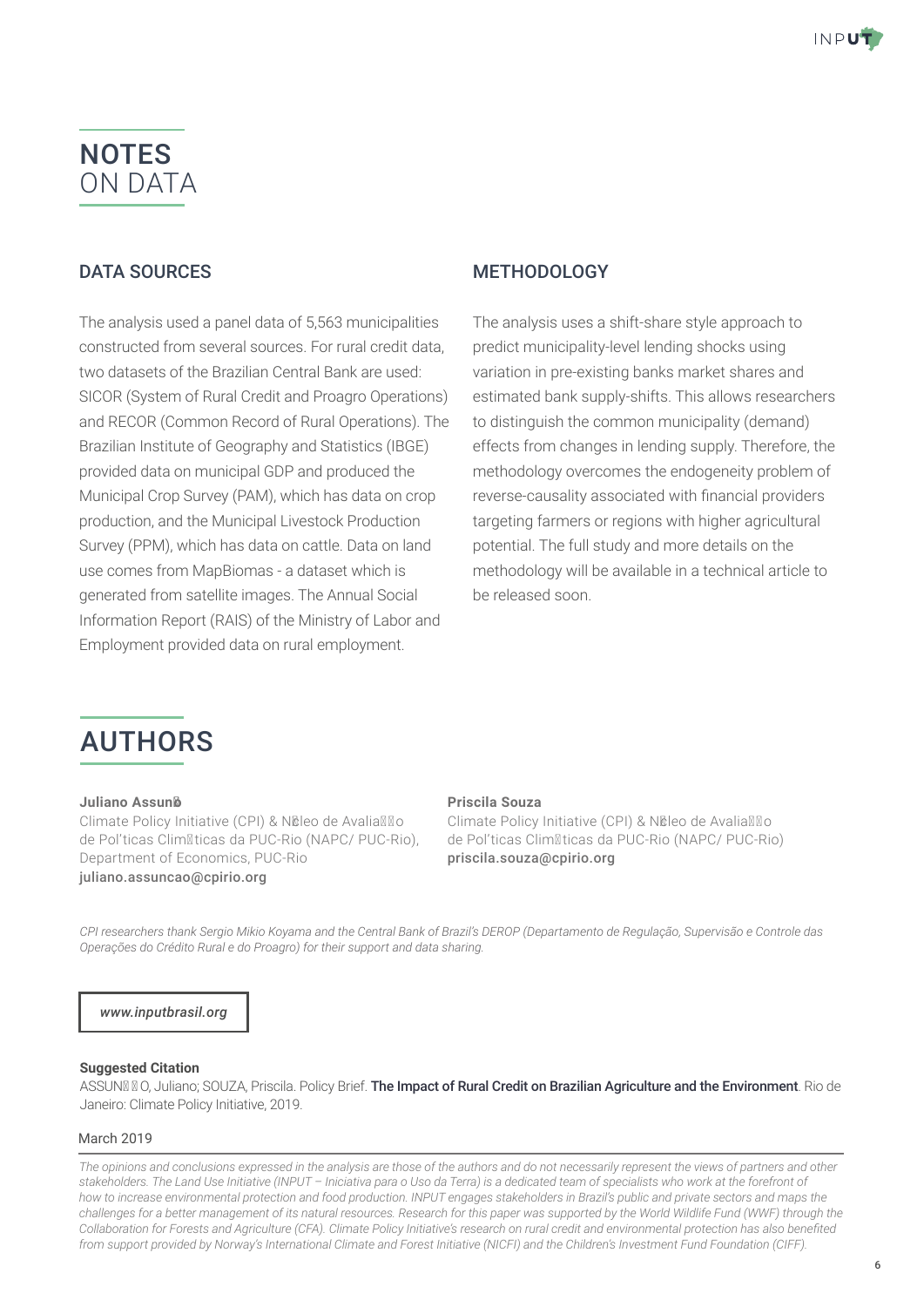# NOTES ON DATA

## DATA SOURCES

The analysis used a panel data of 5,563 municipalities constructed from several sources. For rural credit data, two datasets of the Brazilian Central Bank are used: SICOR (System of Rural Credit and Proagro Operations) and RECOR (Common Record of Rural Operations). The Brazilian Institute of Geography and Statistics (IBGE) provided data on municipal GDP and produced the Municipal Crop Survey (PAM), which has data on crop production, and the Municipal Livestock Production Survey (PPM), which has data on cattle. Data on land use comes from MapBiomas - a dataset which is generated from satellite images. The Annual Social Information Report (RAIS) of the Ministry of Labor and Employment provided data on rural employment.

## METHODOLOGY

The analysis uses a shift-share style approach to predict municipality-level lending shocks using variation in pre-existing banks market shares and estimated bank supply-shifts. This allows researchers to distinguish the common municipality (demand) effects from changes in lending supply. Therefore, the methodology overcomes the endogeneity problem of reverse-causality associated with financial providers targeting farmers or regions with higher agricultural potential. The full study and more details on the methodology will be available in a technical article to be released soon.

# AUTHORS

**Juliano Assunção**
Climate Policy Initiative (CPI) & Núcleo de Avaliação de Políticas Climáticas da PUC-Rio (NAPC/ PUC-Rio), Department of Economics, PUC-Rio
juliano.assuncao@cpirio.org

**Priscila Souza**
Climate Policy Initiative (CPI) & Núcleo de Avaliação de Políticas Climáticas da PUC-Rio (NAPC/ PUC-Rio)
priscila.souza@cpirio.org

*CPI researchers thank Sergio Mikio Koyama and the Central Bank of Brazil's DEROP (Departamento de Regulação, Supervisão e Controle das Operações do Crédito Rural e do Proagro) for their support and data sharing.*

*www.inputbrasil.org*

**Suggested Citation**
ASSUNÇÃO, Juliano; SOUZA, Priscila. Policy Brief. The Impact of Rural Credit on Brazilian Agriculture and the Environment. Rio de Janeiro: Climate Policy Initiative, 2019.

March 2019

*The opinions and conclusions expressed in the analysis are those of the authors and do not necessarily represent the views of partners and other stakeholders. The Land Use Initiative (INPUT – Iniciativa para o Uso da Terra) is a dedicated team of specialists who work at the forefront of how to increase environmental protection and food production. INPUT engages stakeholders in Brazil's public and private sectors and maps the challenges for a better management of its natural resources. Research for this paper was supported by the World Wildlife Fund (WWF) through the Collaboration for Forests and Agriculture (CFA). Climate Policy Initiative's research on rural credit and environmental protection has also benefited from support provided by Norway's International Climate and Forest Initiative (NICFI) and the Children's Investment Fund Foundation (CIFF).*